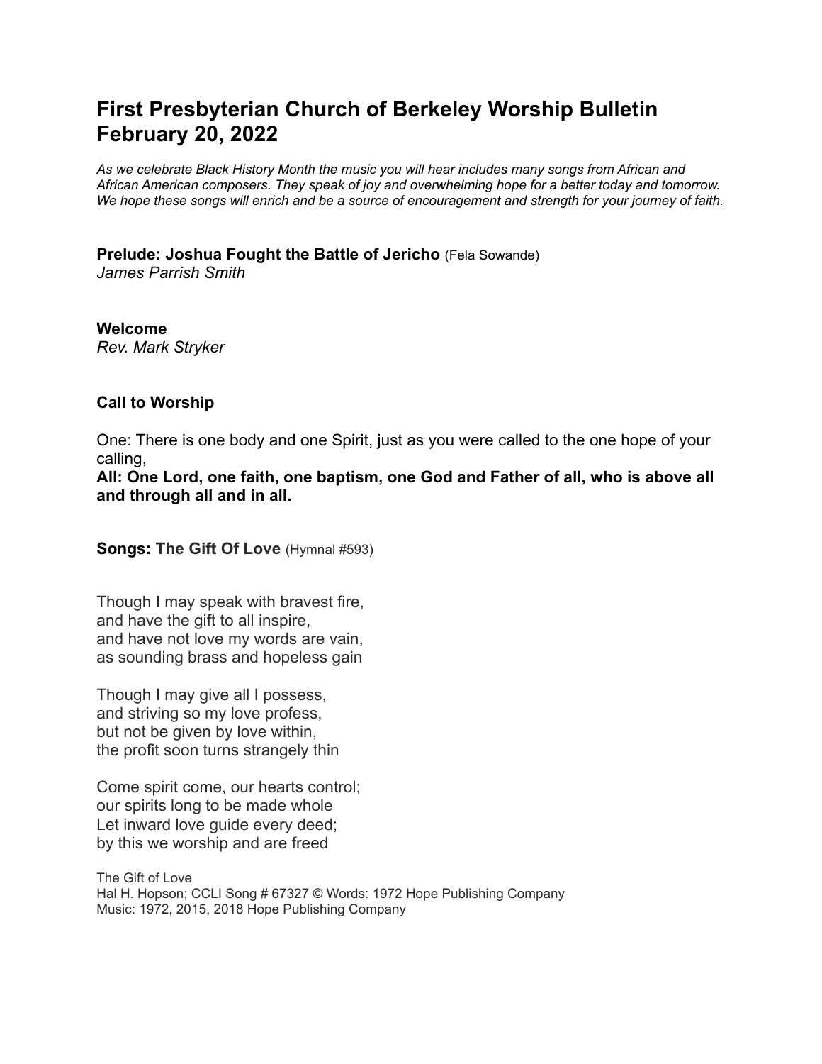# First Presbyterian Church of Berkeley Worship Bulletin February 20, 2022

*As we celebrate Black History Month the music you will hear includes many songs from African and African American composers. They speak of joy and overwhelming hope for a better today and tomorrow. We hope these songs will enrich and be a source of encouragement and strength for your journey of faith.*

**Prelude: Joshua Fought the Battle of Jericho** (Fela Sowande)
*James Parrish Smith*

**Welcome**
*Rev. Mark Stryker*

**Call to Worship**

One: There is one body and one Spirit, just as you were called to the one hope of your calling,
**All: One Lord, one faith, one baptism, one God and Father of all, who is above all and through all and in all.**

**Songs: The Gift Of Love** (Hymnal #593)

Though I may speak with bravest fire,
and have the gift to all inspire,
and have not love my words are vain,
as sounding brass and hopeless gain

Though I may give all I possess,
and striving so my love profess,
but not be given by love within,
the profit soon turns strangely thin

Come spirit come, our hearts control;
our spirits long to be made whole
Let inward love guide every deed;
by this we worship and are freed

The Gift of Love
Hal H. Hopson; CCLI Song # 67327 © Words: 1972 Hope Publishing Company
Music: 1972, 2015, 2018 Hope Publishing Company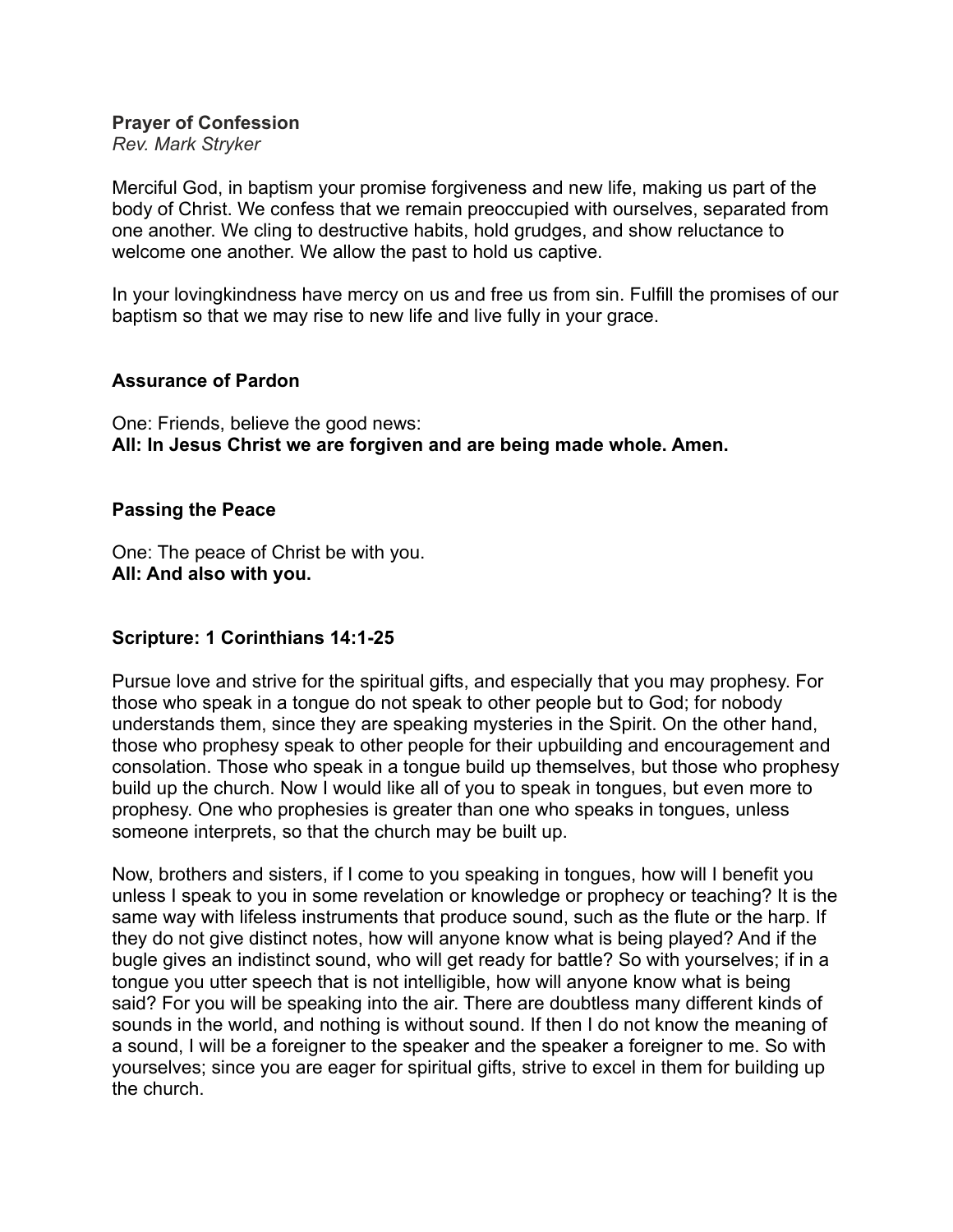**Prayer of Confession**
*Rev. Mark Stryker*

Merciful God, in baptism your promise forgiveness and new life, making us part of the body of Christ. We confess that we remain preoccupied with ourselves, separated from one another. We cling to destructive habits, hold grudges, and show reluctance to welcome one another. We allow the past to hold us captive.

In your lovingkindness have mercy on us and free us from sin. Fulfill the promises of our baptism so that we may rise to new life and live fully in your grace.

**Assurance of Pardon**

One: Friends, believe the good news:
**All: In Jesus Christ we are forgiven and are being made whole. Amen.**

**Passing the Peace**

One: The peace of Christ be with you.
**All: And also with you.**

**Scripture: 1 Corinthians 14:1-25**

Pursue love and strive for the spiritual gifts, and especially that you may prophesy. For those who speak in a tongue do not speak to other people but to God; for nobody understands them, since they are speaking mysteries in the Spirit. On the other hand, those who prophesy speak to other people for their upbuilding and encouragement and consolation. Those who speak in a tongue build up themselves, but those who prophesy build up the church. Now I would like all of you to speak in tongues, but even more to prophesy. One who prophesies is greater than one who speaks in tongues, unless someone interprets, so that the church may be built up.

Now, brothers and sisters, if I come to you speaking in tongues, how will I benefit you unless I speak to you in some revelation or knowledge or prophecy or teaching? It is the same way with lifeless instruments that produce sound, such as the flute or the harp. If they do not give distinct notes, how will anyone know what is being played? And if the bugle gives an indistinct sound, who will get ready for battle? So with yourselves; if in a tongue you utter speech that is not intelligible, how will anyone know what is being said? For you will be speaking into the air. There are doubtless many different kinds of sounds in the world, and nothing is without sound. If then I do not know the meaning of a sound, I will be a foreigner to the speaker and the speaker a foreigner to me. So with yourselves; since you are eager for spiritual gifts, strive to excel in them for building up the church.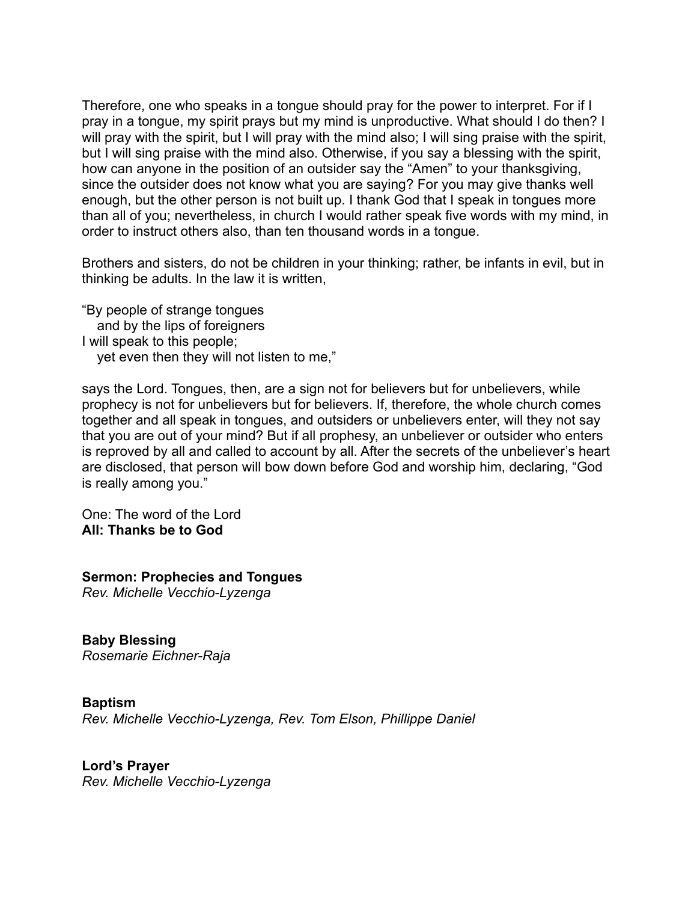Therefore, one who speaks in a tongue should pray for the power to interpret. For if I pray in a tongue, my spirit prays but my mind is unproductive. What should I do then? I will pray with the spirit, but I will pray with the mind also; I will sing praise with the spirit, but I will sing praise with the mind also. Otherwise, if you say a blessing with the spirit, how can anyone in the position of an outsider say the "Amen" to your thanksgiving, since the outsider does not know what you are saying? For you may give thanks well enough, but the other person is not built up. I thank God that I speak in tongues more than all of you; nevertheless, in church I would rather speak five words with my mind, in order to instruct others also, than ten thousand words in a tongue.

Brothers and sisters, do not be children in your thinking; rather, be infants in evil, but in thinking be adults. In the law it is written,

"By people of strange tongues  
  and by the lips of foreigners  
I will speak to this people;  
  yet even then they will not listen to me,"

says the Lord. Tongues, then, are a sign not for believers but for unbelievers, while prophecy is not for unbelievers but for believers. If, therefore, the whole church comes together and all speak in tongues, and outsiders or unbelievers enter, will they not say that you are out of your mind? But if all prophesy, an unbeliever or outsider who enters is reproved by all and called to account by all. After the secrets of the unbeliever's heart are disclosed, that person will bow down before God and worship him, declaring, "God is really among you."

One: The word of the Lord  
**All: Thanks be to God**

**Sermon: Prophecies and Tongues**  
*Rev. Michelle Vecchio-Lyzenga*

**Baby Blessing**  
*Rosemarie Eichner-Raja*

**Baptism**  
*Rev. Michelle Vecchio-Lyzenga, Rev. Tom Elson, Phillippe Daniel*

**Lord's Prayer**  
*Rev. Michelle Vecchio-Lyzenga*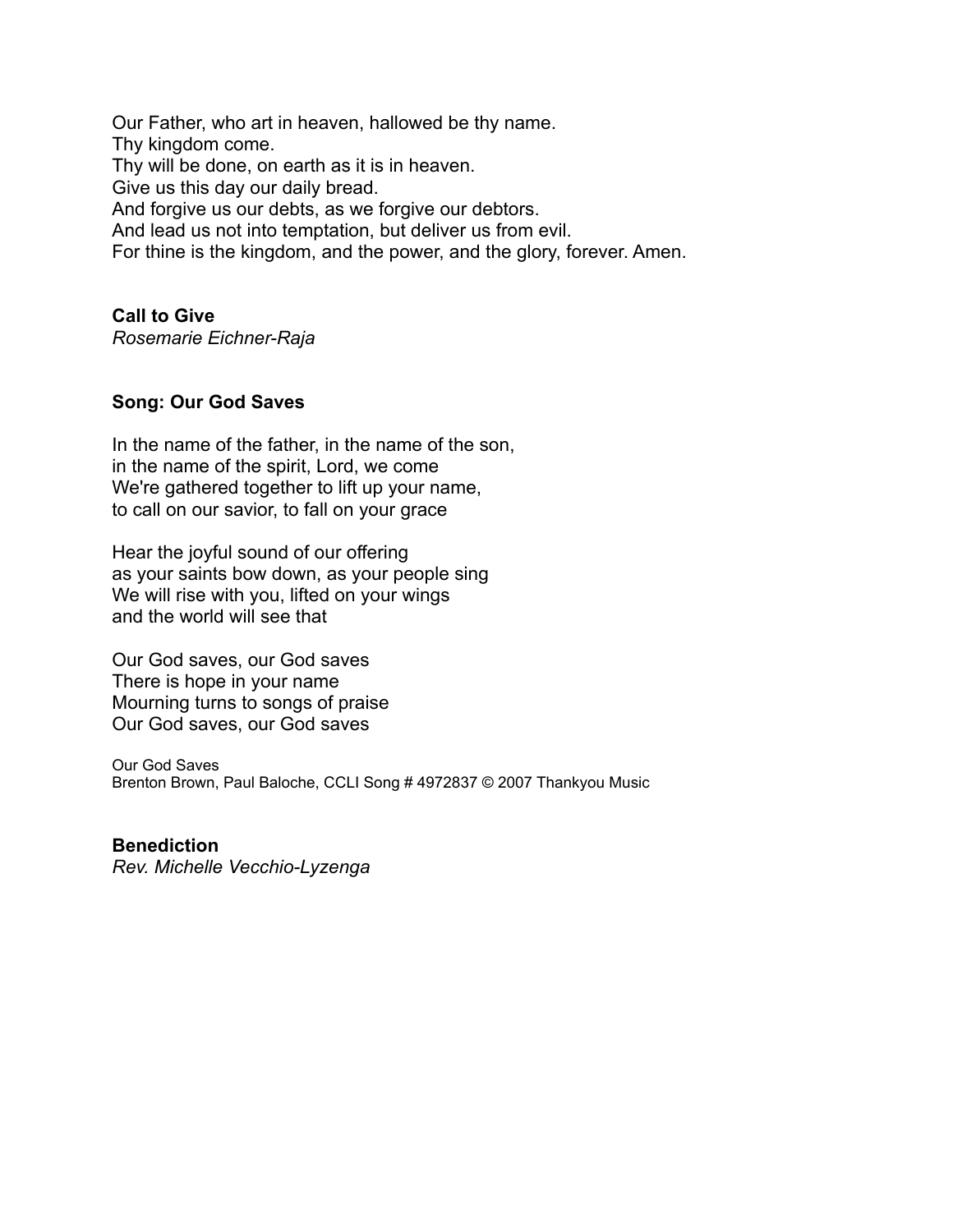Our Father, who art in heaven, hallowed be thy name.
Thy kingdom come.
Thy will be done, on earth as it is in heaven.
Give us this day our daily bread.
And forgive us our debts, as we forgive our debtors.
And lead us not into temptation, but deliver us from evil.
For thine is the kingdom, and the power, and the glory, forever. Amen.

**Call to Give**
*Rosemarie Eichner-Raja*

**Song: Our God Saves**

In the name of the father, in the name of the son,
in the name of the spirit, Lord, we come
We're gathered together to lift up your name,
to call on our savior, to fall on your grace

Hear the joyful sound of our offering
as your saints bow down, as your people sing
We will rise with you, lifted on your wings
and the world will see that

Our God saves, our God saves
There is hope in your name
Mourning turns to songs of praise
Our God saves, our God saves

Our God Saves
Brenton Brown, Paul Baloche, CCLI Song # 4972837 © 2007 Thankyou Music

**Benediction**
*Rev. Michelle Vecchio-Lyzenga*